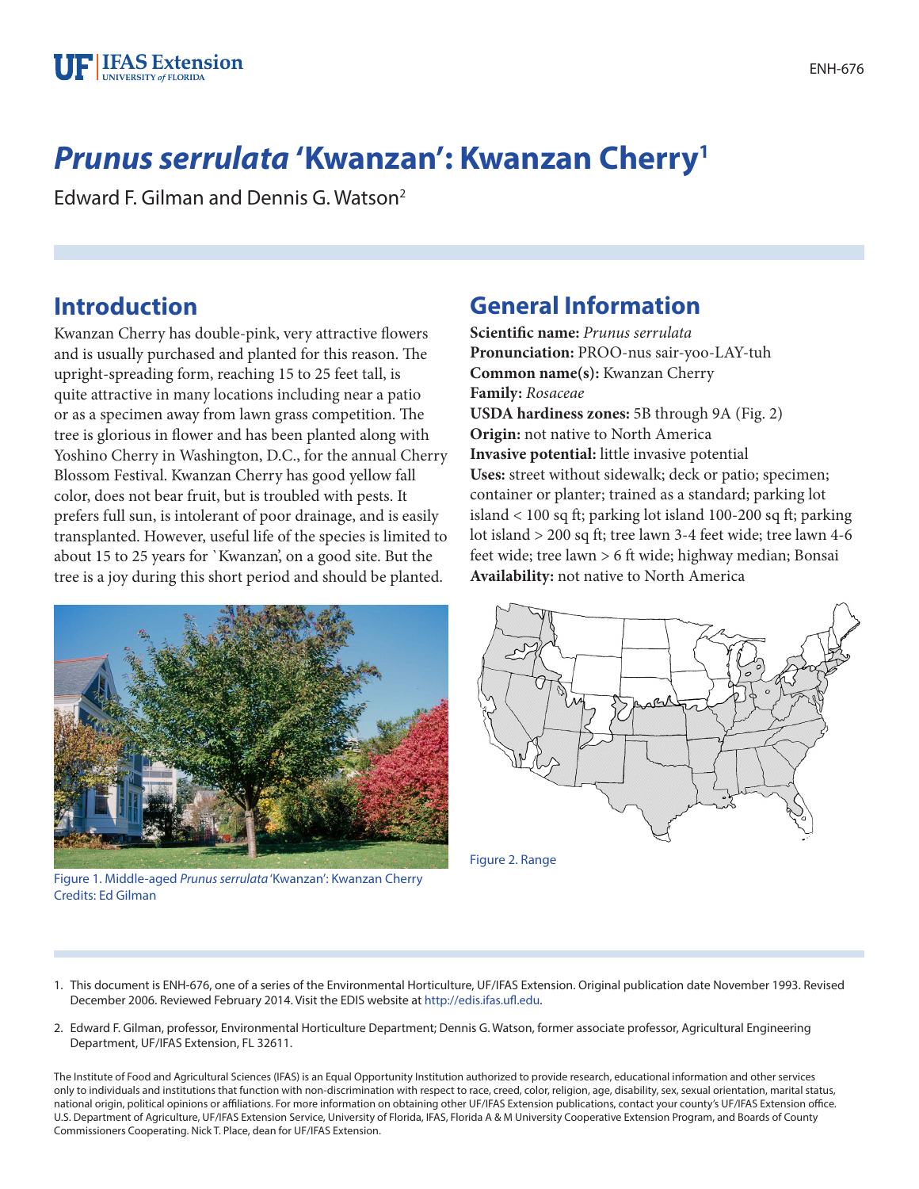# *Prunus serrulata* 'Kwanzan': Kwanzan Cherry[1]

Edward F. Gilman and Dennis G. Watson[2]

## Introduction

Kwanzan Cherry has double-pink, very attractive flowers and is usually purchased and planted for this reason. The upright-spreading form, reaching 15 to 25 feet tall, is quite attractive in many locations including near a patio or as a specimen away from lawn grass competition. The tree is glorious in flower and has been planted along with Yoshino Cherry in Washington, D.C., for the annual Cherry Blossom Festival. Kwanzan Cherry has good yellow fall color, does not bear fruit, but is troubled with pests. It prefers full sun, is intolerant of poor drainage, and is easily transplanted. However, useful life of the species is limited to about 15 to 25 years for `Kwanzan', on a good site. But the tree is a joy during this short period and should be planted.

Figure 1. Middle-aged *Prunus serrulata* 'Kwanzan': Kwanzan Cherry
Credits: Ed Gilman

## General Information

**Scientific name:** *Prunus serrulata*
**Pronunciation:** PROO-nus sair-yoo-LAY-tuh
**Common name(s):** Kwanzan Cherry
**Family:** *Rosaceae*
**USDA hardiness zones:** 5B through 9A (Fig. 2)
**Origin:** not native to North America
**Invasive potential:** little invasive potential
**Uses:** street without sidewalk; deck or patio; specimen; container or planter; trained as a standard; parking lot island < 100 sq ft; parking lot island 100-200 sq ft; parking lot island > 200 sq ft; tree lawn 3-4 feet wide; tree lawn 4-6 feet wide; tree lawn > 6 ft wide; highway median; Bonsai
**Availability:** not native to North America

Figure 2. Range

1. This document is ENH-676, one of a series of the Environmental Horticulture, UF/IFAS Extension. Original publication date November 1993. Revised December 2006. Reviewed February 2014. Visit the EDIS website at http://edis.ifas.ufl.edu.

2. Edward F. Gilman, professor, Environmental Horticulture Department; Dennis G. Watson, former associate professor, Agricultural Engineering Department, UF/IFAS Extension, FL 32611.

The Institute of Food and Agricultural Sciences (IFAS) is an Equal Opportunity Institution authorized to provide research, educational information and other services only to individuals and institutions that function with non-discrimination with respect to race, creed, color, religion, age, disability, sex, sexual orientation, marital status, national origin, political opinions or affiliations. For more information on obtaining other UF/IFAS Extension publications, contact your county's UF/IFAS Extension office. U.S. Department of Agriculture, UF/IFAS Extension Service, University of Florida, IFAS, Florida A & M University Cooperative Extension Program, and Boards of County Commissioners Cooperating. Nick T. Place, dean for UF/IFAS Extension.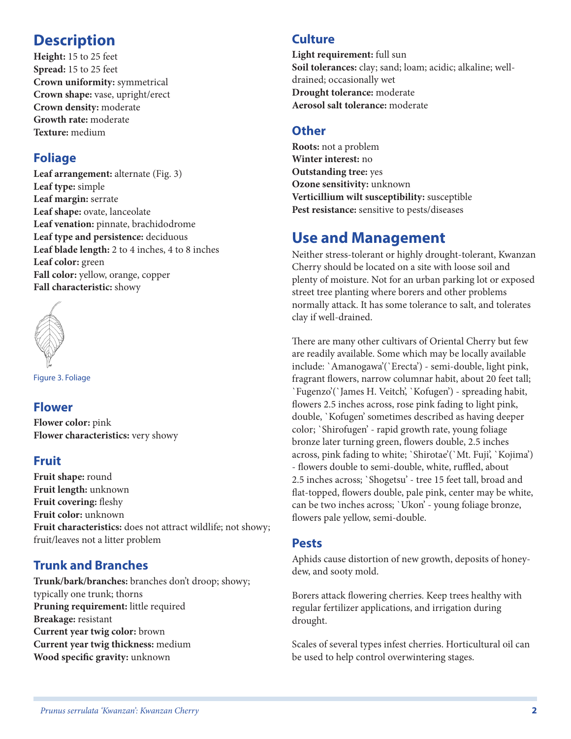## Description

**Height:** 15 to 25 feet
**Spread:** 15 to 25 feet
**Crown uniformity:** symmetrical
**Crown shape:** vase, upright/erect
**Crown density:** moderate
**Growth rate:** moderate
**Texture:** medium

### Foliage

**Leaf arrangement:** alternate (Fig. 3)
**Leaf type:** simple
**Leaf margin:** serrate
**Leaf shape:** ovate, lanceolate
**Leaf venation:** pinnate, brachidodrome
**Leaf type and persistence:** deciduous
**Leaf blade length:** 2 to 4 inches, 4 to 8 inches
**Leaf color:** green
**Fall color:** yellow, orange, copper
**Fall characteristic:** showy

Figure 3. Foliage

### Flower

**Flower color:** pink
**Flower characteristics:** very showy

### Fruit

**Fruit shape:** round
**Fruit length:** unknown
**Fruit covering:** fleshy
**Fruit color:** unknown
**Fruit characteristics:** does not attract wildlife; not showy; fruit/leaves not a litter problem

### Trunk and Branches

**Trunk/bark/branches:** branches don't droop; showy; typically one trunk; thorns
**Pruning requirement:** little required
**Breakage:** resistant
**Current year twig color:** brown
**Current year twig thickness:** medium
**Wood specific gravity:** unknown

### Culture

**Light requirement:** full sun
**Soil tolerances:** clay; sand; loam; acidic; alkaline; well-drained; occasionally wet
**Drought tolerance:** moderate
**Aerosol salt tolerance:** moderate

### Other

**Roots:** not a problem
**Winter interest:** no
**Outstanding tree:** yes
**Ozone sensitivity:** unknown
**Verticillium wilt susceptibility:** susceptible
**Pest resistance:** sensitive to pests/diseases

## Use and Management

Neither stress-tolerant or highly drought-tolerant, Kwanzan Cherry should be located on a site with loose soil and plenty of moisture. Not for an urban parking lot or exposed street tree planting where borers and other problems normally attack. It has some tolerance to salt, and tolerates clay if well-drained.

There are many other cultivars of Oriental Cherry but few are readily available. Some which may be locally available include: `Amanogawa'(`Erecta') - semi-double, light pink, fragrant flowers, narrow columnar habit, about 20 feet tall; `Fugenzo'(`James H. Veitch', `Kofugen') - spreading habit, flowers 2.5 inches across, rose pink fading to light pink, double, `Kofugen' sometimes described as having deeper color; `Shirofugen' - rapid growth rate, young foliage bronze later turning green, flowers double, 2.5 inches across, pink fading to white; `Shirotae'(`Mt. Fuji', `Kojima') - flowers double to semi-double, white, ruffled, about 2.5 inches across; `Shogetsu' - tree 15 feet tall, broad and flat-topped, flowers double, pale pink, center may be white, can be two inches across; `Ukon' - young foliage bronze, flowers pale yellow, semi-double.

### Pests

Aphids cause distortion of new growth, deposits of honeydew, and sooty mold.

Borers attack flowering cherries. Keep trees healthy with regular fertilizer applications, and irrigation during drought.

Scales of several types infest cherries. Horticultural oil can be used to help control overwintering stages.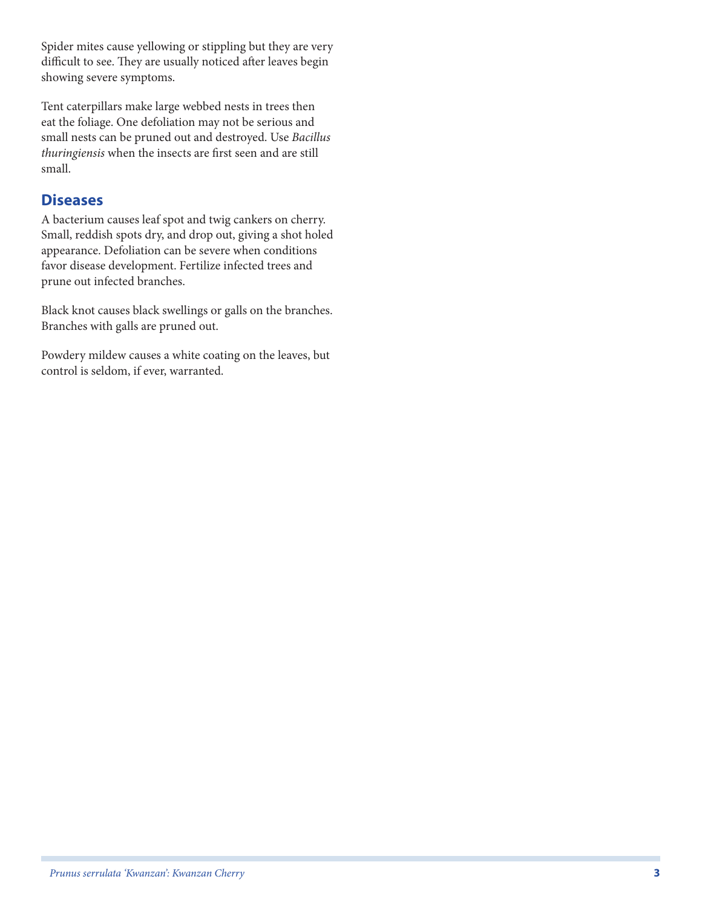Spider mites cause yellowing or stippling but they are very difficult to see. They are usually noticed after leaves begin showing severe symptoms.

Tent caterpillars make large webbed nests in trees then eat the foliage. One defoliation may not be serious and small nests can be pruned out and destroyed. Use *Bacillus thuringiensis* when the insects are first seen and are still small.

## Diseases

A bacterium causes leaf spot and twig cankers on cherry. Small, reddish spots dry, and drop out, giving a shot holed appearance. Defoliation can be severe when conditions favor disease development. Fertilize infected trees and prune out infected branches.

Black knot causes black swellings or galls on the branches. Branches with galls are pruned out.

Powdery mildew causes a white coating on the leaves, but control is seldom, if ever, warranted.